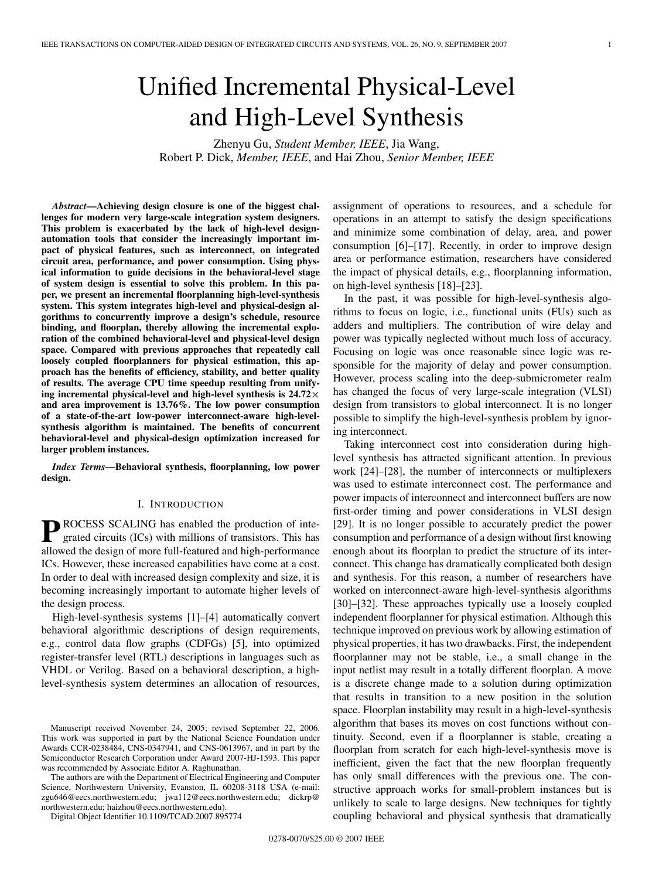# Unified Incremental Physical-Level and High-Level Synthesis

Zhenyu Gu, *Student Member, IEEE*, Jia Wang, Robert P. Dick, *Member, IEEE*, and Hai Zhou, *Senior Member, IEEE*

***Abstract*—Achieving design closure is one of the biggest challenges for modern very large-scale integration system designers. This problem is exacerbated by the lack of high-level design-automation tools that consider the increasingly important impact of physical features, such as interconnect, on integrated circuit area, performance, and power consumption. Using physical information to guide decisions in the behavioral-level stage of system design is essential to solve this problem. In this paper, we present an incremental floorplanning high-level-synthesis system. This system integrates high-level and physical-design algorithms to concurrently improve a design's schedule, resource binding, and floorplan, thereby allowing the incremental exploration of the combined behavioral-level and physical-level design space. Compared with previous approaches that repeatedly call loosely coupled floorplanners for physical estimation, this approach has the benefits of efficiency, stability, and better quality of results. The average CPU time speedup resulting from unifying incremental physical-level and high-level synthesis is 24.72× and area improvement is 13.76%. The low power consumption of a state-of-the-art low-power interconnect-aware high-level-synthesis algorithm is maintained. The benefits of concurrent behavioral-level and physical-design optimization increased for larger problem instances.**

***Index Terms*—Behavioral synthesis, floorplanning, low power design.**

## I. Introduction

PROCESS SCALING has enabled the production of integrated circuits (ICs) with millions of transistors. This has allowed the design of more full-featured and high-performance ICs. However, these increased capabilities have come at a cost. In order to deal with increased design complexity and size, it is becoming increasingly important to automate higher levels of the design process.

High-level-synthesis systems [1]–[4] automatically convert behavioral algorithmic descriptions of design requirements, e.g., control data flow graphs (CDFGs) [5], into optimized register-transfer level (RTL) descriptions in languages such as VHDL or Verilog. Based on a behavioral description, a high-level-synthesis system determines an allocation of resources, assignment of operations to resources, and a schedule for operations in an attempt to satisfy the design specifications and minimize some combination of delay, area, and power consumption [6]–[17]. Recently, in order to improve design area or performance estimation, researchers have considered the impact of physical details, e.g., floorplanning information, on high-level synthesis [18]–[23].

In the past, it was possible for high-level-synthesis algorithms to focus on logic, i.e., functional units (FUs) such as adders and multipliers. The contribution of wire delay and power was typically neglected without much loss of accuracy. Focusing on logic was once reasonable since logic was responsible for the majority of delay and power consumption. However, process scaling into the deep-submicrometer realm has changed the focus of very large-scale integration (VLSI) design from transistors to global interconnect. It is no longer possible to simplify the high-level-synthesis problem by ignoring interconnect.

Taking interconnect cost into consideration during high-level synthesis has attracted significant attention. In previous work [24]–[28], the number of interconnects or multiplexers was used to estimate interconnect cost. The performance and power impacts of interconnect and interconnect buffers are now first-order timing and power considerations in VLSI design [29]. It is no longer possible to accurately predict the power consumption and performance of a design without first knowing enough about its floorplan to predict the structure of its interconnect. This change has dramatically complicated both design and synthesis. For this reason, a number of researchers have worked on interconnect-aware high-level-synthesis algorithms [30]–[32]. These approaches typically use a loosely coupled independent floorplanner for physical estimation. Although this technique improved on previous work by allowing estimation of physical properties, it has two drawbacks. First, the independent floorplanner may not be stable, i.e., a small change in the input netlist may result in a totally different floorplan. A move is a discrete change made to a solution during optimization that results in transition to a new position in the solution space. Floorplan instability may result in a high-level-synthesis algorithm that bases its moves on cost functions without continuity. Second, even if a floorplanner is stable, creating a floorplan from scratch for each high-level-synthesis move is inefficient, given the fact that the new floorplan frequently has only small differences with the previous one. The constructive approach works for small-problem instances but is unlikely to scale to large designs. New techniques for tightly coupling behavioral and physical synthesis that dramatically

Manuscript received November 24, 2005; revised September 22, 2006. This work was supported in part by the National Science Foundation under Awards CCR-0238484, CNS-0347941, and CNS-0613967, and in part by the Semiconductor Research Corporation under Award 2007-HJ-1593. This paper was recommended by Associate Editor A. Raghunathan.

The authors are with the Department of Electrical Engineering and Computer Science, Northwestern University, Evanston, IL 60208-3118 USA (e-mail: zgu646@eecs.northwestern.edu; jwa112@eecs.northwestern.edu; dickrp@northwestern.edu; haizhou@eecs.northwestern.edu).

Digital Object Identifier 10.1109/TCAD.2007.895774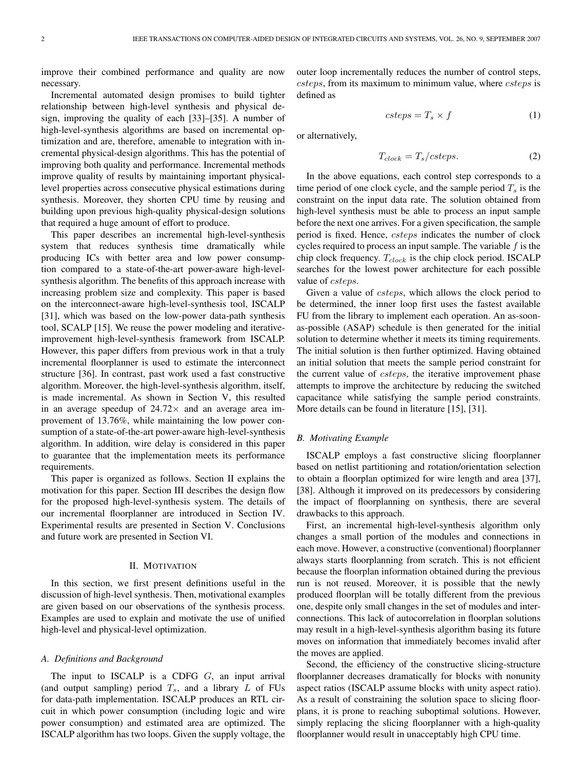improve their combined performance and quality are now necessary.

Incremental automated design promises to build tighter relationship between high-level synthesis and physical design, improving the quality of each [33]–[35]. A number of high-level-synthesis algorithms are based on incremental optimization and are, therefore, amenable to integration with incremental physical-design algorithms. This has the potential of improving both quality and performance. Incremental methods improve quality of results by maintaining important physical-level properties across consecutive physical estimations during synthesis. Moreover, they shorten CPU time by reusing and building upon previous high-quality physical-design solutions that required a huge amount of effort to produce.

This paper describes an incremental high-level-synthesis system that reduces synthesis time dramatically while producing ICs with better area and low power consumption compared to a state-of-the-art power-aware high-level-synthesis algorithm. The benefits of this approach increase with increasing problem size and complexity. This paper is based on the interconnect-aware high-level-synthesis tool, ISCALP [31], which was based on the low-power data-path synthesis tool, SCALP [15]. We reuse the power modeling and iterative-improvement high-level-synthesis framework from ISCALP. However, this paper differs from previous work in that a truly incremental floorplanner is used to estimate the interconnect structure [36]. In contrast, past work used a fast constructive algorithm. Moreover, the high-level-synthesis algorithm, itself, is made incremental. As shown in Section V, this resulted in an average speedup of 24.72× and an average area improvement of 13.76%, while maintaining the low power consumption of a state-of-the-art power-aware high-level-synthesis algorithm. In addition, wire delay is considered in this paper to guarantee that the implementation meets its performance requirements.

This paper is organized as follows. Section II explains the motivation for this paper. Section III describes the design flow for the proposed high-level-synthesis system. The details of our incremental floorplanner are introduced in Section IV. Experimental results are presented in Section V. Conclusions and future work are presented in Section VI.

## II. Motivation

In this section, we first present definitions useful in the discussion of high-level synthesis. Then, motivational examples are given based on our observations of the synthesis process. Examples are used to explain and motivate the use of unified high-level and physical-level optimization.

### A. Definitions and Background

The input to ISCALP is a CDFG $G$, an input arrival (and output sampling) period $T_s$, and a library $L$ of FUs for data-path implementation. ISCALP produces an RTL circuit in which power consumption (including logic and wire power consumption) and estimated area are optimized. The ISCALP algorithm has two loops. Given the supply voltage, the outer loop incrementally reduces the number of control steps, $csteps$, from its maximum to minimum value, where $csteps$ is defined as

$$csteps = T_s \times f \tag{1}$$

or alternatively,

$$T_{clock} = T_s / csteps. \tag{2}$$

In the above equations, each control step corresponds to a time period of one clock cycle, and the sample period $T_s$ is the constraint on the input data rate. The solution obtained from high-level synthesis must be able to process an input sample before the next one arrives. For a given specification, the sample period is fixed. Hence, $csteps$ indicates the number of clock cycles required to process an input sample. The variable $f$ is the chip clock frequency. $T_{clock}$ is the chip clock period. ISCALP searches for the lowest power architecture for each possible value of $csteps$.

Given a value of $csteps$, which allows the clock period to be determined, the inner loop first uses the fastest available FU from the library to implement each operation. An as-soon-as-possible (ASAP) schedule is then generated for the initial solution to determine whether it meets its timing requirements. The initial solution is then further optimized. Having obtained an initial solution that meets the sample period constraint for the current value of $csteps$, the iterative improvement phase attempts to improve the architecture by reducing the switched capacitance while satisfying the sample period constraints. More details can be found in literature [15], [31].

### B. Motivating Example

ISCALP employs a fast constructive slicing floorplanner based on netlist partitioning and rotation/orientation selection to obtain a floorplan optimized for wire length and area [37], [38]. Although it improved on its predecessors by considering the impact of floorplanning on synthesis, there are several drawbacks to this approach.

First, an incremental high-level-synthesis algorithm only changes a small portion of the modules and connections in each move. However, a constructive (conventional) floorplanner always starts floorplanning from scratch. This is not efficient because the floorplan information obtained during the previous run is not reused. Moreover, it is possible that the newly produced floorplan will be totally different from the previous one, despite only small changes in the set of modules and interconnections. This lack of autocorrelation in floorplan solutions may result in a high-level-synthesis algorithm basing its future moves on information that immediately becomes invalid after the moves are applied.

Second, the efficiency of the constructive slicing-structure floorplanner decreases dramatically for blocks with nonunity aspect ratios (ISCALP assume blocks with unity aspect ratio). As a result of constraining the solution space to slicing floorplans, it is prone to reaching suboptimal solutions. However, simply replacing the slicing floorplanner with a high-quality floorplanner would result in unacceptably high CPU time.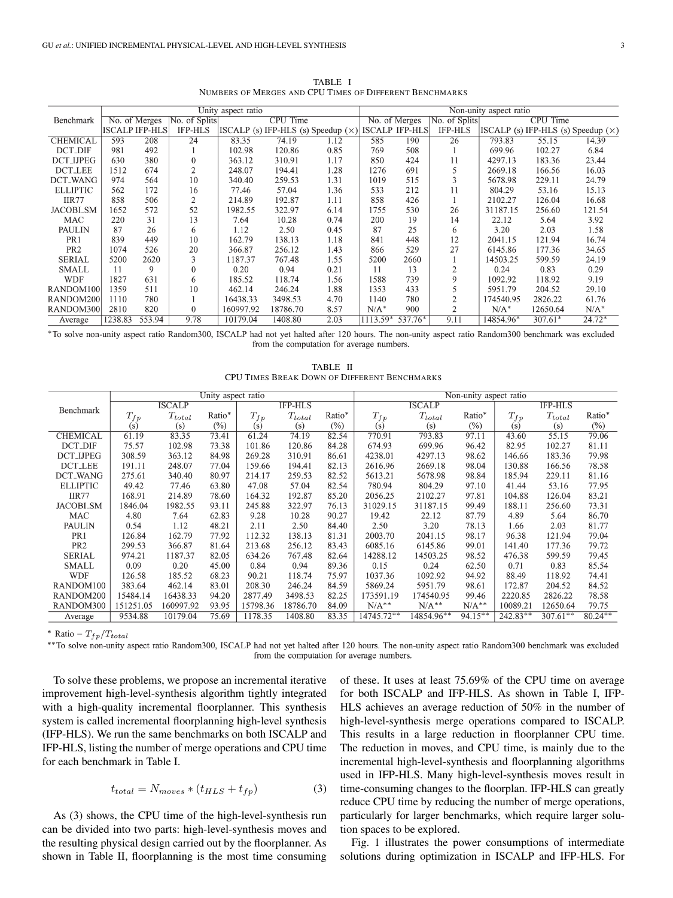TABLE I
NUMBERS OF MERGES AND CPU TIMES OF DIFFERENT BENCHMARKS

| Benchmark | Unity aspect ratio | | | | | | Non-unity aspect ratio | | | | | |
|---|---|---|---|---|---|---|---|---|---|---|---|---|
| | No. of Merges | | No. of Splits | CPU Time | | | No. of Merges | | No. of Splits | CPU Time | | |
| | ISCALP | IFP-HLS | IFP-HLS | ISCALP (s) | IFP-HLS (s) | Speedup (×) | ISCALP | IFP-HLS | IFP-HLS | ISCALP (s) | IFP-HLS (s) | Speedup (×) |
| CHEMICAL | 593 | 208 | 24 | 83.35 | 74.19 | 1.12 | 585 | 190 | 26 | 793.83 | 55.15 | 14.39 |
| DCT_DIF | 981 | 492 | 1 | 102.98 | 120.86 | 0.85 | 769 | 508 | 1 | 699.96 | 102.27 | 6.84 |
| DCT_IJPEG | 630 | 380 | 0 | 363.12 | 310.91 | 1.17 | 850 | 424 | 11 | 4297.13 | 183.36 | 23.44 |
| DCT_LEE | 1512 | 674 | 2 | 248.07 | 194.41 | 1.28 | 1276 | 691 | 5 | 2669.18 | 166.56 | 16.03 |
| DCT_WANG | 974 | 564 | 10 | 340.40 | 259.53 | 1.31 | 1019 | 515 | 3 | 5678.98 | 229.11 | 24.79 |
| ELLIPTIC | 562 | 172 | 16 | 77.46 | 57.04 | 1.36 | 533 | 212 | 11 | 804.29 | 53.16 | 15.13 |
| IIR77 | 858 | 506 | 2 | 214.89 | 192.87 | 1.11 | 858 | 426 | 1 | 2102.27 | 126.04 | 16.68 |
| JACOBI_SM | 1652 | 572 | 52 | 1982.55 | 322.97 | 6.14 | 1755 | 530 | 26 | 31187.15 | 256.60 | 121.54 |
| MAC | 220 | 31 | 13 | 7.64 | 10.28 | 0.74 | 200 | 19 | 14 | 22.12 | 5.64 | 3.92 |
| PAULIN | 87 | 26 | 6 | 1.12 | 2.50 | 0.45 | 87 | 25 | 6 | 3.20 | 2.03 | 1.58 |
| PR1 | 839 | 449 | 10 | 162.79 | 138.13 | 1.18 | 841 | 448 | 12 | 2041.15 | 121.94 | 16.74 |
| PR2 | 1074 | 526 | 20 | 366.87 | 256.12 | 1.43 | 866 | 529 | 27 | 6145.86 | 177.36 | 34.65 |
| SERIAL | 5200 | 2620 | 3 | 1187.37 | 767.48 | 1.55 | 5200 | 2660 | 1 | 14503.25 | 599.59 | 24.19 |
| SMALL | 11 | 9 | 0 | 0.20 | 0.94 | 0.21 | 11 | 13 | 2 | 0.24 | 0.83 | 0.29 |
| WDF | 1827 | 631 | 6 | 185.52 | 118.74 | 1.56 | 1588 | 739 | 9 | 1092.92 | 118.92 | 9.19 |
| RANDOM100 | 1359 | 511 | 10 | 462.14 | 246.24 | 1.88 | 1353 | 433 | 5 | 5951.79 | 204.52 | 29.10 |
| RANDOM200 | 1110 | 780 | 1 | 16438.33 | 3498.53 | 4.70 | 1140 | 780 | 2 | 174540.95 | 2826.22 | 61.76 |
| RANDOM300 | 2810 | 820 | 0 | 160997.92 | 18786.70 | 8.57 | N/A* | 900 | 2 | N/A* | 12650.64 | N/A* |
| Average | 1238.83 | 553.94 | 9.78 | 10179.04 | 1408.80 | 2.03 | 1113.59* | 537.76* | 9.11 | 14854.96* | 307.61* | 24.72* |

*To solve non-unity aspect ratio Random300, ISCALP had not yet halted after 120 hours. The non-unity aspect ratio Random300 benchmark was excluded from the computation for average numbers.

TABLE II
CPU TIMES BREAK DOWN OF DIFFERENT BENCHMARKS

| Benchmark | Unity aspect ratio | | | | | | Non-unity aspect ratio | | | | | |
|---|---|---|---|---|---|---|---|---|---|---|---|---|
| | ISCALP | | | IFP-HLS | | | ISCALP | | | IFP-HLS | | |
| | $T_{fp}$ (s) | $T_{total}$ (s) | Ratio* (%) | $T_{fp}$ (s) | $T_{total}$ (s) | Ratio* (%) | $T_{fp}$ (s) | $T_{total}$ (s) | Ratio* (%) | $T_{fp}$ (s) | $T_{total}$ (s) | Ratio* (%) |
| CHEMICAL | 61.19 | 83.35 | 73.41 | 61.24 | 74.19 | 82.54 | 770.91 | 793.83 | 97.11 | 43.60 | 55.15 | 79.06 |
| DCT_DIF | 75.57 | 102.98 | 73.38 | 101.86 | 120.86 | 84.28 | 674.93 | 699.96 | 96.42 | 82.95 | 102.27 | 81.11 |
| DCT_IJPEG | 308.59 | 363.12 | 84.98 | 269.28 | 310.91 | 86.61 | 4238.01 | 4297.13 | 98.62 | 146.66 | 183.36 | 79.98 |
| DCT_LEE | 191.11 | 248.07 | 77.04 | 159.66 | 194.41 | 82.13 | 2616.96 | 2669.18 | 98.04 | 130.88 | 166.56 | 78.58 |
| DCT_WANG | 275.61 | 340.40 | 80.97 | 214.17 | 259.53 | 82.52 | 5613.21 | 5678.98 | 98.84 | 185.94 | 229.11 | 81.16 |
| ELLIPTIC | 49.42 | 77.46 | 63.80 | 47.08 | 57.04 | 82.54 | 780.94 | 804.29 | 97.10 | 41.44 | 53.16 | 77.95 |
| IIR77 | 168.91 | 214.89 | 78.60 | 164.32 | 192.87 | 85.20 | 2056.25 | 2102.27 | 97.81 | 104.88 | 126.04 | 83.21 |
| JACOBI_SM | 1846.04 | 1982.55 | 93.11 | 245.88 | 322.97 | 76.13 | 31029.15 | 31187.15 | 99.49 | 188.11 | 256.60 | 73.31 |
| MAC | 4.80 | 7.64 | 62.83 | 9.28 | 10.28 | 90.27 | 19.42 | 22.12 | 87.79 | 4.89 | 5.64 | 86.70 |
| PAULIN | 0.54 | 1.12 | 48.21 | 2.11 | 2.50 | 84.40 | 2.50 | 3.20 | 78.13 | 1.66 | 2.03 | 81.77 |
| PR1 | 126.84 | 162.79 | 77.92 | 112.32 | 138.13 | 81.31 | 2003.70 | 2041.15 | 98.17 | 96.38 | 121.94 | 79.04 |
| PR2 | 299.53 | 366.87 | 81.64 | 213.68 | 256.12 | 83.43 | 6085.16 | 6145.86 | 99.01 | 141.40 | 177.36 | 79.72 |
| SERIAL | 974.21 | 1187.37 | 82.05 | 634.26 | 767.48 | 82.64 | 14288.12 | 14503.25 | 98.52 | 476.38 | 599.59 | 79.45 |
| SMALL | 0.09 | 0.20 | 45.00 | 0.84 | 0.94 | 89.36 | 0.15 | 0.24 | 62.50 | 0.71 | 0.83 | 85.54 |
| WDF | 126.58 | 185.52 | 68.23 | 90.21 | 118.74 | 75.97 | 1037.36 | 1092.92 | 94.92 | 88.49 | 118.92 | 74.41 |
| RANDOM100 | 383.64 | 462.14 | 83.01 | 208.30 | 246.24 | 84.59 | 5869.24 | 5951.79 | 98.61 | 172.87 | 204.52 | 84.52 |
| RANDOM200 | 15484.14 | 16438.33 | 94.20 | 2877.49 | 3498.53 | 82.25 | 173591.19 | 174540.95 | 99.46 | 2220.85 | 2826.22 | 78.58 |
| RANDOM300 | 151251.05 | 160997.92 | 93.95 | 15798.36 | 18786.70 | 84.09 | N/A** | N/A** | N/A** | 10089.21 | 12650.64 | 79.75 |
| Average | 9534.88 | 10179.04 | 75.69 | 1178.35 | 1408.80 | 83.35 | 14745.72** | 14854.96** | 94.15** | 242.83** | 307.61** | 80.24** |

* Ratio = $T_{fp}/T_{total}$

**To solve non-unity aspect ratio Random300, ISCALP had not yet halted after 120 hours. The non-unity aspect ratio Random300 benchmark was excluded from the computation for average numbers.

To solve these problems, we propose an incremental iterative improvement high-level-synthesis algorithm tightly integrated with a high-quality incremental floorplanner. This synthesis system is called incremental floorplanning high-level synthesis (IFP-HLS). We run the same benchmarks on both ISCALP and IFP-HLS, listing the number of merge operations and CPU time for each benchmark in Table I.

$$t_{total} = N_{moves} * (t_{HLS} + t_{fp}) \qquad (3)$$

As (3) shows, the CPU time of the high-level-synthesis run can be divided into two parts: high-level-synthesis moves and the resulting physical design carried out by the floorplanner. As shown in Table II, floorplanning is the most time consuming of these. It uses at least 75.69% of the CPU time on average for both ISCALP and IFP-HLS. As shown in Table I, IFP-HLS achieves an average reduction of 50% in the number of high-level-synthesis merge operations compared to ISCALP. This results in a large reduction in floorplanner CPU time. The reduction in moves, and CPU time, is mainly due to the incremental high-level-synthesis and floorplanning algorithms used in IFP-HLS. Many high-level-synthesis moves result in time-consuming changes to the floorplan. IFP-HLS can greatly reduce CPU time by reducing the number of merge operations, particularly for larger benchmarks, which require larger solution spaces to be explored.

Fig. 1 illustrates the power consumptions of intermediate solutions during optimization in ISCALP and IFP-HLS. For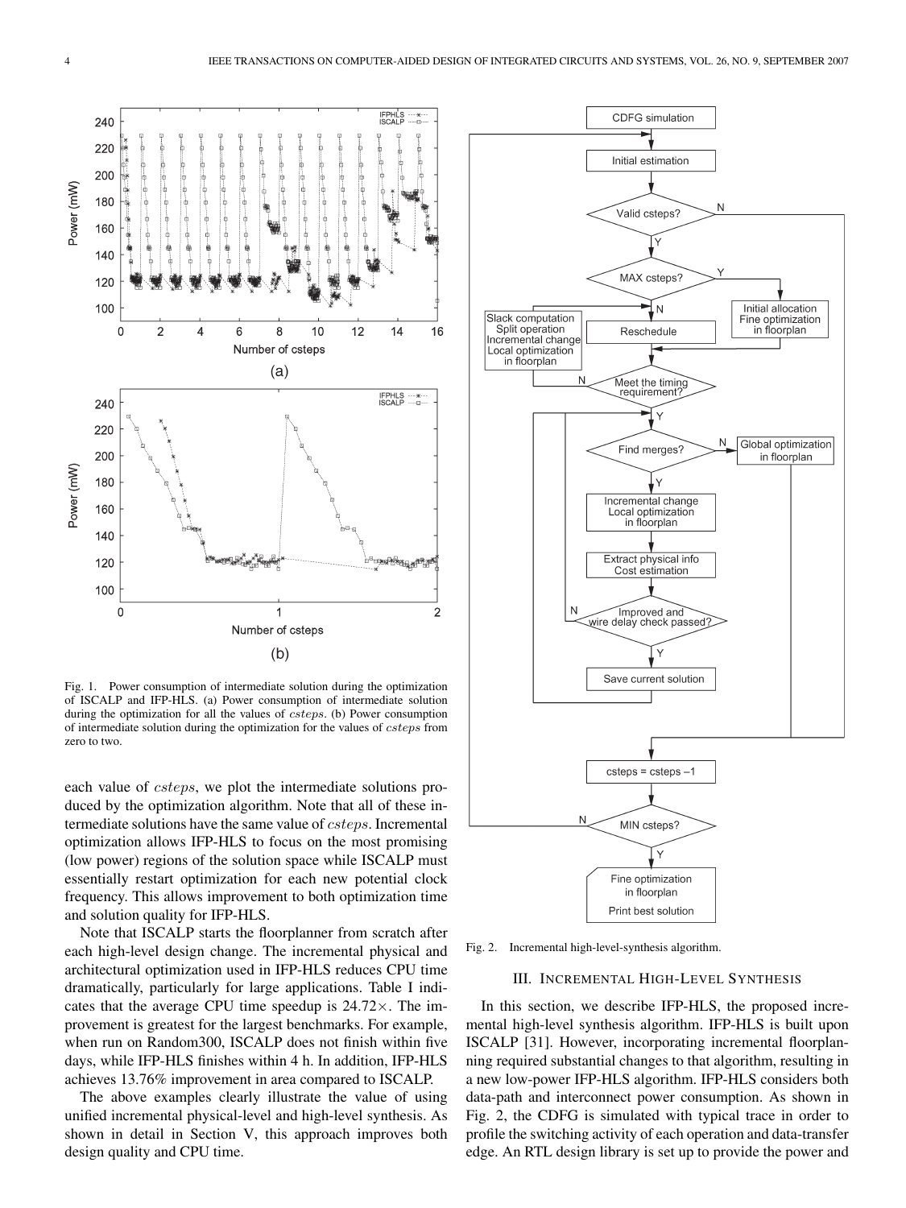Fig. 1. Power consumption of intermediate solution during the optimization of ISCALP and IFP-HLS. (a) Power consumption of intermediate solution during the optimization for all the values of *csteps*. (b) Power consumption of intermediate solution during the optimization for the values of *csteps* from zero to two.

each value of *csteps*, we plot the intermediate solutions produced by the optimization algorithm. Note that all of these intermediate solutions have the same value of *csteps*. Incremental optimization allows IFP-HLS to focus on the most promising (low power) regions of the solution space while ISCALP must essentially restart optimization for each new potential clock frequency. This allows improvement to both optimization time and solution quality for IFP-HLS.

Note that ISCALP starts the floorplanner from scratch after each high-level design change. The incremental physical and architectural optimization used in IFP-HLS reduces CPU time dramatically, particularly for large applications. Table I indicates that the average CPU time speedup is 24.72×. The improvement is greatest for the largest benchmarks. For example, when run on Random300, ISCALP does not finish within five days, while IFP-HLS finishes within 4 h. In addition, IFP-HLS achieves 13.76% improvement in area compared to ISCALP.

The above examples clearly illustrate the value of using unified incremental physical-level and high-level synthesis. As shown in detail in Section V, this approach improves both design quality and CPU time.

Fig. 2. Incremental high-level-synthesis algorithm.

## III. Incremental High-Level Synthesis

In this section, we describe IFP-HLS, the proposed incremental high-level synthesis algorithm. IFP-HLS is built upon ISCALP [31]. However, incorporating incremental floorplanning required substantial changes to that algorithm, resulting in a new low-power IFP-HLS algorithm. IFP-HLS considers both data-path and interconnect power consumption. As shown in Fig. 2, the CDFG is simulated with typical trace in order to profile the switching activity of each operation and data-transfer edge. An RTL design library is set up to provide the power and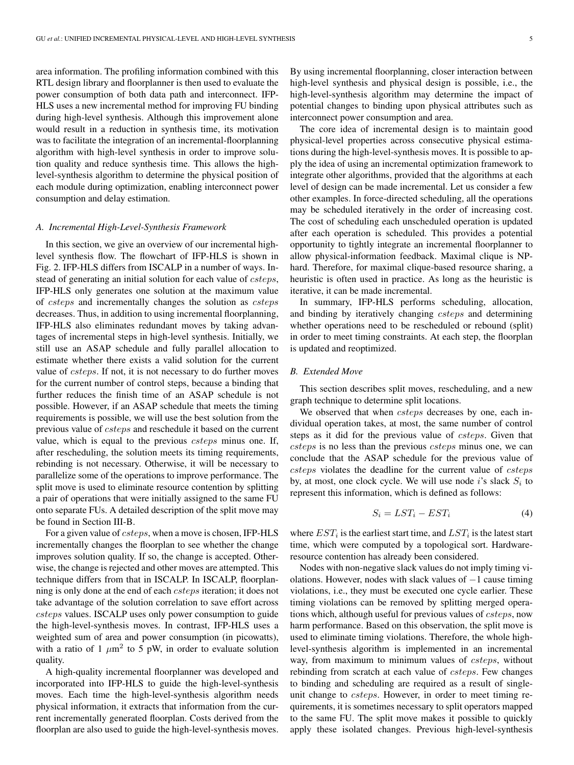area information. The profiling information combined with this RTL design library and floorplanner is then used to evaluate the power consumption of both data path and interconnect. IFP-HLS uses a new incremental method for improving FU binding during high-level synthesis. Although this improvement alone would result in a reduction in synthesis time, its motivation was to facilitate the integration of an incremental-floorplanning algorithm with high-level synthesis in order to improve solution quality and reduce synthesis time. This allows the high-level-synthesis algorithm to determine the physical position of each module during optimization, enabling interconnect power consumption and delay estimation.

### A. Incremental High-Level-Synthesis Framework

In this section, we give an overview of our incremental high-level synthesis flow. The flowchart of IFP-HLS is shown in Fig. 2. IFP-HLS differs from ISCALP in a number of ways. Instead of generating an initial solution for each value of $csteps$, IFP-HLS only generates one solution at the maximum value of $csteps$ and incrementally changes the solution as $csteps$ decreases. Thus, in addition to using incremental floorplanning, IFP-HLS also eliminates redundant moves by taking advantages of incremental steps in high-level synthesis. Initially, we still use an ASAP schedule and fully parallel allocation to estimate whether there exists a valid solution for the current value of $csteps$. If not, it is not necessary to do further moves for the current number of control steps, because a binding that further reduces the finish time of an ASAP schedule is not possible. However, if an ASAP schedule that meets the timing requirements is possible, we will use the best solution from the previous value of $csteps$ and reschedule it based on the current value, which is equal to the previous $csteps$ minus one. If, after rescheduling, the solution meets its timing requirements, rebinding is not necessary. Otherwise, it will be necessary to parallelize some of the operations to improve performance. The split move is used to eliminate resource contention by splitting a pair of operations that were initially assigned to the same FU onto separate FUs. A detailed description of the split move may be found in Section III-B.

For a given value of $csteps$, when a move is chosen, IFP-HLS incrementally changes the floorplan to see whether the change improves solution quality. If so, the change is accepted. Otherwise, the change is rejected and other moves are attempted. This technique differs from that in ISCALP. In ISCALP, floorplanning is only done at the end of each $csteps$ iteration; it does not take advantage of the solution correlation to save effort across $csteps$ values. ISCALP uses only power consumption to guide the high-level-synthesis moves. In contrast, IFP-HLS uses a weighted sum of area and power consumption (in picowatts), with a ratio of 1 $\mu$m$^2$ to 5 pW, in order to evaluate solution quality.

A high-quality incremental floorplanner was developed and incorporated into IFP-HLS to guide the high-level-synthesis moves. Each time the high-level-synthesis algorithm needs physical information, it extracts that information from the current incrementally generated floorplan. Costs derived from the floorplan are also used to guide the high-level-synthesis moves. By using incremental floorplanning, closer interaction between high-level synthesis and physical design is possible, i.e., the high-level-synthesis algorithm may determine the impact of potential changes to binding upon physical attributes such as interconnect power consumption and area.

The core idea of incremental design is to maintain good physical-level properties across consecutive physical estimations during the high-level-synthesis moves. It is possible to apply the idea of using an incremental optimization framework to integrate other algorithms, provided that the algorithms at each level of design can be made incremental. Let us consider a few other examples. In force-directed scheduling, all the operations may be scheduled iteratively in the order of increasing cost. The cost of scheduling each unscheduled operation is updated after each operation is scheduled. This provides a potential opportunity to tightly integrate an incremental floorplanner to allow physical-information feedback. Maximal clique is NP-hard. Therefore, for maximal clique-based resource sharing, a heuristic is often used in practice. As long as the heuristic is iterative, it can be made incremental.

In summary, IFP-HLS performs scheduling, allocation, and binding by iteratively changing $csteps$ and determining whether operations need to be rescheduled or rebound (split) in order to meet timing constraints. At each step, the floorplan is updated and reoptimized.

### B. Extended Move

This section describes split moves, rescheduling, and a new graph technique to determine split locations.

We observed that when $csteps$ decreases by one, each individual operation takes, at most, the same number of control steps as it did for the previous value of $csteps$. Given that $csteps$ is no less than the previous $csteps$ minus one, we can conclude that the ASAP schedule for the previous value of $csteps$ violates the deadline for the current value of $csteps$ by, at most, one clock cycle. We will use node $i$'s slack $S_i$ to represent this information, which is defined as follows:

$$S_i = LST_i - EST_i \tag{4}$$

where $EST_i$ is the earliest start time, and $LST_i$ is the latest start time, which were computed by a topological sort. Hardware-resource contention has already been considered.

Nodes with non-negative slack values do not imply timing violations. However, nodes with slack values of $-1$ cause timing violations, i.e., they must be executed one cycle earlier. These timing violations can be removed by splitting merged operations which, although useful for previous values of $csteps$, now harm performance. Based on this observation, the split move is used to eliminate timing violations. Therefore, the whole high-level-synthesis algorithm is implemented in an incremental way, from maximum to minimum values of $csteps$, without rebinding from scratch at each value of $csteps$. Few changes to binding and scheduling are required as a result of single-unit change to $csteps$. However, in order to meet timing requirements, it is sometimes necessary to split operators mapped to the same FU. The split move makes it possible to quickly apply these isolated changes. Previous high-level-synthesis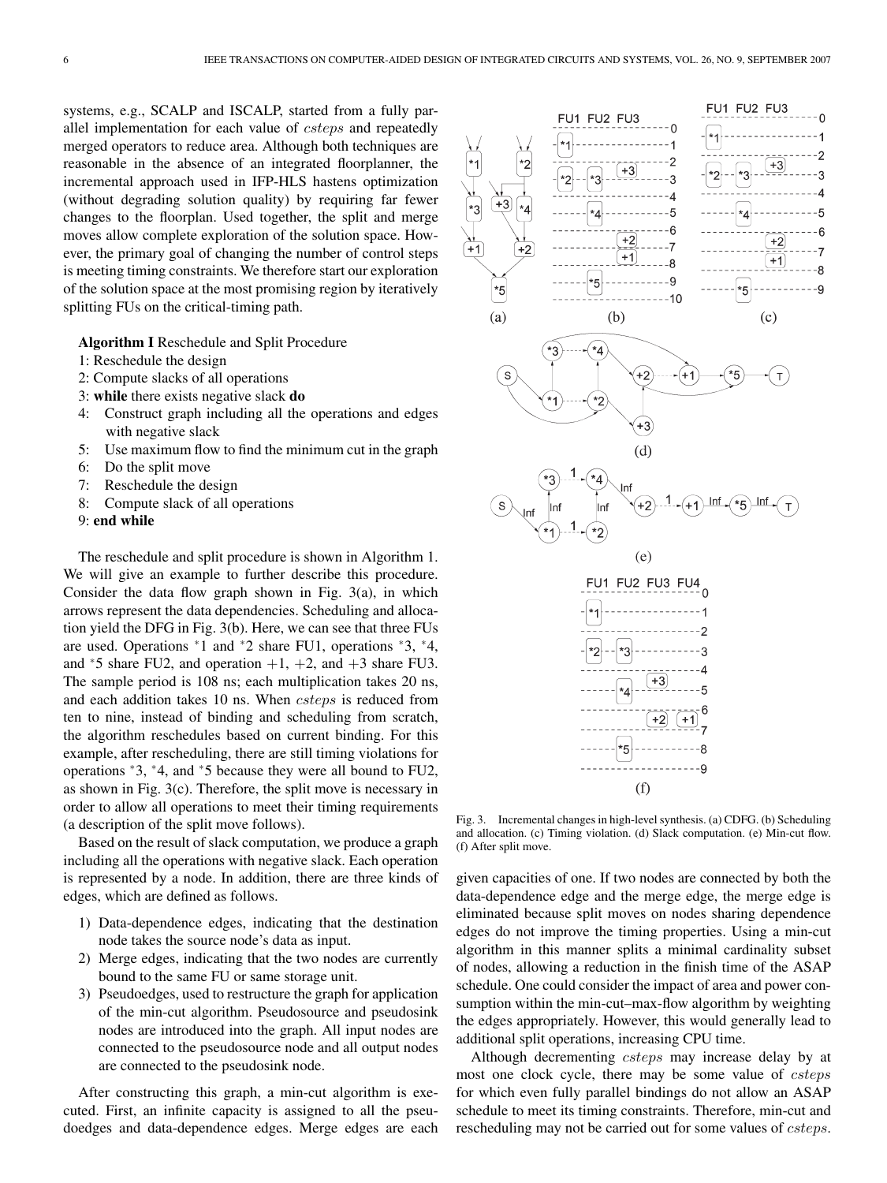systems, e.g., SCALP and ISCALP, started from a fully parallel implementation for each value of *csteps* and repeatedly merged operators to reduce area. Although both techniques are reasonable in the absence of an integrated floorplanner, the incremental approach used in IFP-HLS hastens optimization (without degrading solution quality) by requiring far fewer changes to the floorplan. Used together, the split and merge moves allow complete exploration of the solution space. However, the primary goal of changing the number of control steps is meeting timing constraints. We therefore start our exploration of the solution space at the most promising region by iteratively splitting FUs on the critical-timing path.

**Algorithm I** Reschedule and Split Procedure

1: Reschedule the design
2: Compute slacks of all operations
3: **while** there exists negative slack **do**
4: Construct graph including all the operations and edges with negative slack
5: Use maximum flow to find the minimum cut in the graph
6: Do the split move
7: Reschedule the design
8: Compute slack of all operations
9: **end while**

The reschedule and split procedure is shown in Algorithm 1. We will give an example to further describe this procedure. Consider the data flow graph shown in Fig. 3(a), in which arrows represent the data dependencies. Scheduling and allocation yield the DFG in Fig. 3(b). Here, we can see that three FUs are used. Operations *1 and *2 share FU1, operations *3, *4, and *5 share FU2, and operation +1, +2, and +3 share FU3. The sample period is 108 ns; each multiplication takes 20 ns, and each addition takes 10 ns. When *csteps* is reduced from ten to nine, instead of binding and scheduling from scratch, the algorithm reschedules based on current binding. For this example, after rescheduling, there are still timing violations for operations *3, *4, and *5 because they were all bound to FU2, as shown in Fig. 3(c). Therefore, the split move is necessary in order to allow all operations to meet their timing requirements (a description of the split move follows).

Based on the result of slack computation, we produce a graph including all the operations with negative slack. Each operation is represented by a node. In addition, there are three kinds of edges, which are defined as follows.

1) Data-dependence edges, indicating that the destination node takes the source node's data as input.
2) Merge edges, indicating that the two nodes are currently bound to the same FU or same storage unit.
3) Pseudoedges, used to restructure the graph for application of the min-cut algorithm. Pseudosource and pseudosink nodes are introduced into the graph. All input nodes are connected to the pseudosource node and all output nodes are connected to the pseudosink node.

After constructing this graph, a min-cut algorithm is executed. First, an infinite capacity is assigned to all the pseudoedges and data-dependence edges. Merge edges are each given capacities of one. If two nodes are connected by both the data-dependence edge and the merge edge, the merge edge is eliminated because split moves on nodes sharing dependence edges do not improve the timing properties. Using a min-cut algorithm in this manner splits a minimal cardinality subset of nodes, allowing a reduction in the finish time of the ASAP schedule. One could consider the impact of area and power consumption within the min-cut–max-flow algorithm by weighting the edges appropriately. However, this would generally lead to additional split operations, increasing CPU time.

Although decrementing *csteps* may increase delay by at most one clock cycle, there may be some value of *csteps* for which even fully parallel bindings do not allow an ASAP schedule to meet its timing constraints. Therefore, min-cut and rescheduling may not be carried out for some values of *csteps*.

Fig. 3. Incremental changes in high-level synthesis. (a) CDFG. (b) Scheduling and allocation. (c) Timing violation. (d) Slack computation. (e) Min-cut flow. (f) After split move.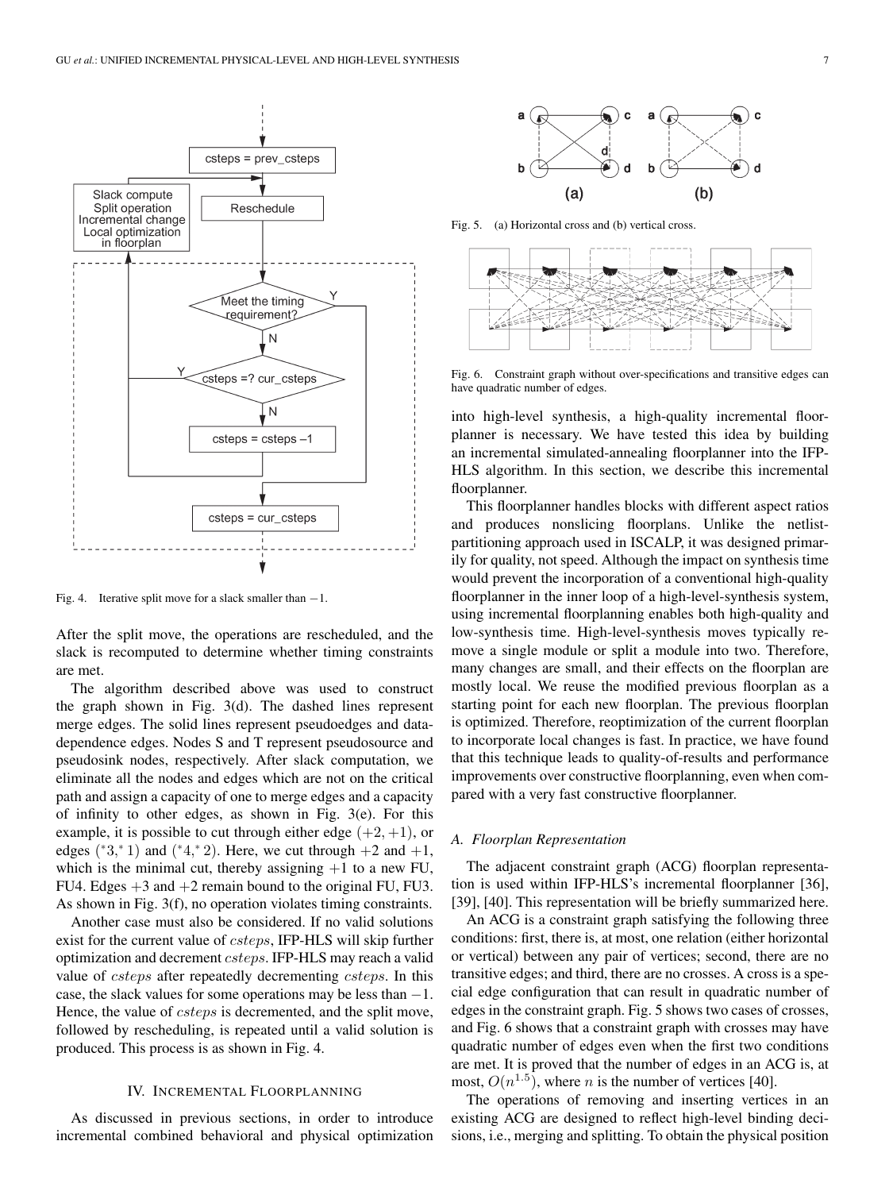Fig. 4. Iterative split move for a slack smaller than $-1$.

After the split move, the operations are rescheduled, and the slack is recomputed to determine whether timing constraints are met.

The algorithm described above was used to construct the graph shown in Fig. 3(d). The dashed lines represent merge edges. The solid lines represent pseudoedges and data-dependence edges. Nodes S and T represent pseudosource and pseudosink nodes, respectively. After slack computation, we eliminate all the nodes and edges which are not on the critical path and assign a capacity of one to merge edges and a capacity of infinity to other edges, as shown in Fig. 3(e). For this example, it is possible to cut through either edge $(+2, +1)$, or edges $(^*3, ^*1)$ and $(^*4, ^*2)$. Here, we cut through $+2$ and $+1$, which is the minimal cut, thereby assigning $+1$ to a new FU, FU4. Edges $+3$ and $+2$ remain bound to the original FU, FU3. As shown in Fig. 3(f), no operation violates timing constraints.

Another case must also be considered. If no valid solutions exist for the current value of $csteps$, IFP-HLS will skip further optimization and decrement $csteps$. IFP-HLS may reach a valid value of $csteps$ after repeatedly decrementing $csteps$. In this case, the slack values for some operations may be less than $-1$. Hence, the value of $csteps$ is decremented, and the split move, followed by rescheduling, is repeated until a valid solution is produced. This process is as shown in Fig. 4.

## IV. Incremental Floorplanning

As discussed in previous sections, in order to introduce incremental combined behavioral and physical optimization into high-level synthesis, a high-quality incremental floorplanner is necessary. We have tested this idea by building an incremental simulated-annealing floorplanner into the IFP-HLS algorithm. In this section, we describe this incremental floorplanner.

This floorplanner handles blocks with different aspect ratios and produces nonslicing floorplans. Unlike the netlist-partitioning approach used in ISCALP, it was designed primarily for quality, not speed. Although the impact on synthesis time would prevent the incorporation of a conventional high-quality floorplanner in the inner loop of a high-level-synthesis system, using incremental floorplanning enables both high-quality and low-synthesis time. High-level-synthesis moves typically remove a single module or split a module into two. Therefore, many changes are small, and their effects on the floorplan are mostly local. We reuse the modified previous floorplan as a starting point for each new floorplan. The previous floorplan is optimized. Therefore, reoptimization of the current floorplan to incorporate local changes is fast. In practice, we have found that this technique leads to quality-of-results and performance improvements over constructive floorplanning, even when compared with a very fast constructive floorplanner.

Fig. 5. (a) Horizontal cross and (b) vertical cross.

Fig. 6. Constraint graph without over-specifications and transitive edges can have quadratic number of edges.

### A. Floorplan Representation

The adjacent constraint graph (ACG) floorplan representation is used within IFP-HLS's incremental floorplanner [36], [39], [40]. This representation will be briefly summarized here.

An ACG is a constraint graph satisfying the following three conditions: first, there is, at most, one relation (either horizontal or vertical) between any pair of vertices; second, there are no transitive edges; and third, there are no crosses. A cross is a special edge configuration that can result in quadratic number of edges in the constraint graph. Fig. 5 shows two cases of crosses, and Fig. 6 shows that a constraint graph with crosses may have quadratic number of edges even when the first two conditions are met. It is proved that the number of edges in an ACG is, at most, $O(n^{1.5})$, where $n$ is the number of vertices [40].

The operations of removing and inserting vertices in an existing ACG are designed to reflect high-level binding decisions, i.e., merging and splitting. To obtain the physical position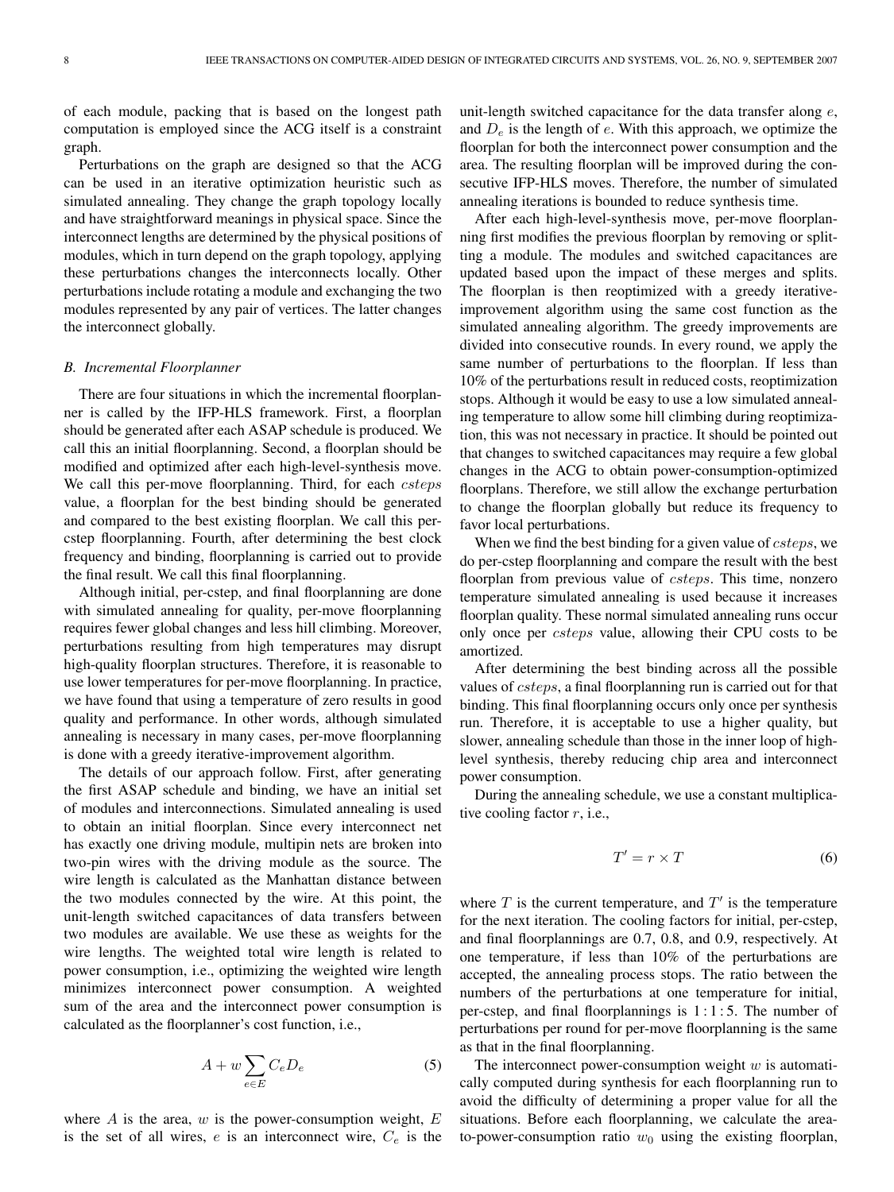of each module, packing that is based on the longest path computation is employed since the ACG itself is a constraint graph.

Perturbations on the graph are designed so that the ACG can be used in an iterative optimization heuristic such as simulated annealing. They change the graph topology locally and have straightforward meanings in physical space. Since the interconnect lengths are determined by the physical positions of modules, which in turn depend on the graph topology, applying these perturbations changes the interconnects locally. Other perturbations include rotating a module and exchanging the two modules represented by any pair of vertices. The latter changes the interconnect globally.

### B. Incremental Floorplanner

There are four situations in which the incremental floorplanner is called by the IFP-HLS framework. First, a floorplan should be generated after each ASAP schedule is produced. We call this an initial floorplanning. Second, a floorplan should be modified and optimized after each high-level-synthesis move. We call this per-move floorplanning. Third, for each $csteps$ value, a floorplan for the best binding should be generated and compared to the best existing floorplan. We call this per-cstep floorplanning. Fourth, after determining the best clock frequency and binding, floorplanning is carried out to provide the final result. We call this final floorplanning.

Although initial, per-cstep, and final floorplanning are done with simulated annealing for quality, per-move floorplanning requires fewer global changes and less hill climbing. Moreover, perturbations resulting from high temperatures may disrupt high-quality floorplan structures. Therefore, it is reasonable to use lower temperatures for per-move floorplanning. In practice, we have found that using a temperature of zero results in good quality and performance. In other words, although simulated annealing is necessary in many cases, per-move floorplanning is done with a greedy iterative-improvement algorithm.

The details of our approach follow. First, after generating the first ASAP schedule and binding, we have an initial set of modules and interconnections. Simulated annealing is used to obtain an initial floorplan. Since every interconnect net has exactly one driving module, multipin nets are broken into two-pin wires with the driving module as the source. The wire length is calculated as the Manhattan distance between the two modules connected by the wire. At this point, the unit-length switched capacitances of data transfers between two modules are available. We use these as weights for the wire lengths. The weighted total wire length is related to power consumption, i.e., optimizing the weighted wire length minimizes interconnect power consumption. A weighted sum of the area and the interconnect power consumption is calculated as the floorplanner's cost function, i.e.,

$$A + w \sum_{e \in E} C_e D_e \tag{5}$$

where $A$ is the area, $w$ is the power-consumption weight, $E$ is the set of all wires, $e$ is an interconnect wire, $C_e$ is the unit-length switched capacitance for the data transfer along $e$, and $D_e$ is the length of $e$. With this approach, we optimize the floorplan for both the interconnect power consumption and the area. The resulting floorplan will be improved during the consecutive IFP-HLS moves. Therefore, the number of simulated annealing iterations is bounded to reduce synthesis time.

After each high-level-synthesis move, per-move floorplanning first modifies the previous floorplan by removing or splitting a module. The modules and switched capacitances are updated based upon the impact of these merges and splits. The floorplan is then reoptimized with a greedy iterative-improvement algorithm using the same cost function as the simulated annealing algorithm. The greedy improvements are divided into consecutive rounds. In every round, we apply the same number of perturbations to the floorplan. If less than 10% of the perturbations result in reduced costs, reoptimization stops. Although it would be easy to use a low simulated annealing temperature to allow some hill climbing during reoptimization, this was not necessary in practice. It should be pointed out that changes to switched capacitances may require a few global changes in the ACG to obtain power-consumption-optimized floorplans. Therefore, we still allow the exchange perturbation to change the floorplan globally but reduce its frequency to favor local perturbations.

When we find the best binding for a given value of $csteps$, we do per-cstep floorplanning and compare the result with the best floorplan from previous value of $csteps$. This time, nonzero temperature simulated annealing is used because it increases floorplan quality. These normal simulated annealing runs occur only once per $csteps$ value, allowing their CPU costs to be amortized.

After determining the best binding across all the possible values of $csteps$, a final floorplanning run is carried out for that binding. This final floorplanning occurs only once per synthesis run. Therefore, it is acceptable to use a higher quality, but slower, annealing schedule than those in the inner loop of high-level synthesis, thereby reducing chip area and interconnect power consumption.

During the annealing schedule, we use a constant multiplicative cooling factor $r$, i.e.,

$$T' = r \times T \tag{6}$$

where $T$ is the current temperature, and $T'$ is the temperature for the next iteration. The cooling factors for initial, per-cstep, and final floorplannings are 0.7, 0.8, and 0.9, respectively. At one temperature, if less than 10% of the perturbations are accepted, the annealing process stops. The ratio between the numbers of the perturbations at one temperature for initial, per-cstep, and final floorplannings is $1:1:5$. The number of perturbations per round for per-move floorplanning is the same as that in the final floorplanning.

The interconnect power-consumption weight $w$ is automatically computed during synthesis for each floorplanning run to avoid the difficulty of determining a proper value for all the situations. Before each floorplanning, we calculate the area-to-power-consumption ratio $w_0$ using the existing floorplan,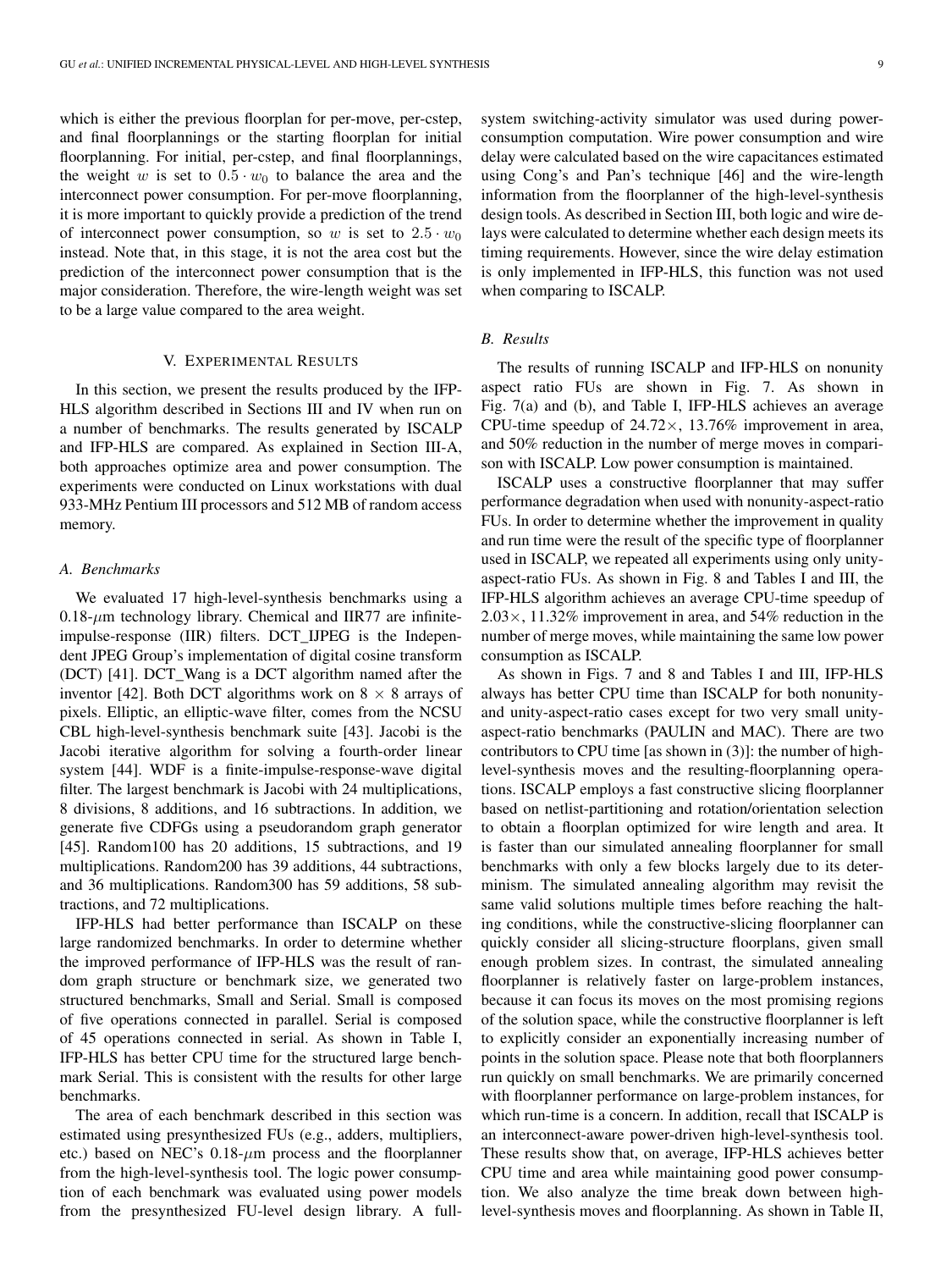which is either the previous floorplan for per-move, per-cstep, and final floorplannings or the starting floorplan for initial floorplanning. For initial, per-cstep, and final floorplannings, the weight $w$ is set to $0.5 \cdot w_0$ to balance the area and the interconnect power consumption. For per-move floorplanning, it is more important to quickly provide a prediction of the trend of interconnect power consumption, so $w$ is set to $2.5 \cdot w_0$ instead. Note that, in this stage, it is not the area cost but the prediction of the interconnect power consumption that is the major consideration. Therefore, the wire-length weight was set to be a large value compared to the area weight.

## V. Experimental Results

In this section, we present the results produced by the IFP-HLS algorithm described in Sections III and IV when run on a number of benchmarks. The results generated by ISCALP and IFP-HLS are compared. As explained in Section III-A, both approaches optimize area and power consumption. The experiments were conducted on Linux workstations with dual 933-MHz Pentium III processors and 512 MB of random access memory.

### A. Benchmarks

We evaluated 17 high-level-synthesis benchmarks using a 0.18-$\mu$m technology library. Chemical and IIR77 are infinite-impulse-response (IIR) filters. DCT_IJPEG is the Independent JPEG Group's implementation of digital cosine transform (DCT) [41]. DCT_Wang is a DCT algorithm named after the inventor [42]. Both DCT algorithms work on $8 \times 8$ arrays of pixels. Elliptic, an elliptic-wave filter, comes from the NCSU CBL high-level-synthesis benchmark suite [43]. Jacobi is the Jacobi iterative algorithm for solving a fourth-order linear system [44]. WDF is a finite-impulse-response-wave digital filter. The largest benchmark is Jacobi with 24 multiplications, 8 divisions, 8 additions, and 16 subtractions. In addition, we generate five CDFGs using a pseudorandom graph generator [45]. Random100 has 20 additions, 15 subtractions, and 19 multiplications. Random200 has 39 additions, 44 subtractions, and 36 multiplications. Random300 has 59 additions, 58 subtractions, and 72 multiplications.

IFP-HLS had better performance than ISCALP on these large randomized benchmarks. In order to determine whether the improved performance of IFP-HLS was the result of random graph structure or benchmark size, we generated two structured benchmarks, Small and Serial. Small is composed of five operations connected in parallel. Serial is composed of 45 operations connected in serial. As shown in Table I, IFP-HLS has better CPU time for the structured large benchmark Serial. This is consistent with the results for other large benchmarks.

The area of each benchmark described in this section was estimated using presynthesized FUs (e.g., adders, multipliers, etc.) based on NEC's 0.18-$\mu$m process and the floorplanner from the high-level-synthesis tool. The logic power consumption of each benchmark was evaluated using power models from the presynthesized FU-level design library. A full-system switching-activity simulator was used during power-consumption computation. Wire power consumption and wire delay were calculated based on the wire capacitances estimated using Cong's and Pan's technique [46] and the wire-length information from the floorplanner of the high-level-synthesis design tools. As described in Section III, both logic and wire delays were calculated to determine whether each design meets its timing requirements. However, since the wire delay estimation is only implemented in IFP-HLS, this function was not used when comparing to ISCALP.

### B. Results

The results of running ISCALP and IFP-HLS on nonunity aspect ratio FUs are shown in Fig. 7. As shown in Fig. 7(a) and (b), and Table I, IFP-HLS achieves an average CPU-time speedup of $24.72\times$, 13.76% improvement in area, and 50% reduction in the number of merge moves in comparison with ISCALP. Low power consumption is maintained.

ISCALP uses a constructive floorplanner that may suffer performance degradation when used with nonunity-aspect-ratio FUs. In order to determine whether the improvement in quality and run time were the result of the specific type of floorplanner used in ISCALP, we repeated all experiments using only unity-aspect-ratio FUs. As shown in Fig. 8 and Tables I and III, the IFP-HLS algorithm achieves an average CPU-time speedup of $2.03\times$, 11.32% improvement in area, and 54% reduction in the number of merge moves, while maintaining the same low power consumption as ISCALP.

As shown in Figs. 7 and 8 and Tables I and III, IFP-HLS always has better CPU time than ISCALP for both nonunity- and unity-aspect-ratio cases except for two very small unity-aspect-ratio benchmarks (PAULIN and MAC). There are two contributors to CPU time [as shown in (3)]: the number of high-level-synthesis moves and the resulting-floorplanning operations. ISCALP employs a fast constructive slicing floorplanner based on netlist-partitioning and rotation/orientation selection to obtain a floorplan optimized for wire length and area. It is faster than our simulated annealing floorplanner for small benchmarks with only a few blocks largely due to its determinism. The simulated annealing algorithm may revisit the same valid solutions multiple times before reaching the halting conditions, while the constructive-slicing floorplanner can quickly consider all slicing-structure floorplans, given small enough problem sizes. In contrast, the simulated annealing floorplanner is relatively faster on large-problem instances, because it can focus its moves on the most promising regions of the solution space, while the constructive floorplanner is left to explicitly consider an exponentially increasing number of points in the solution space. Please note that both floorplanners run quickly on small benchmarks. We are primarily concerned with floorplanner performance on large-problem instances, for which run-time is a concern. In addition, recall that ISCALP is an interconnect-aware power-driven high-level-synthesis tool. These results show that, on average, IFP-HLS achieves better CPU time and area while maintaining good power consumption. We also analyze the time break down between high-level-synthesis moves and floorplanning. As shown in Table II,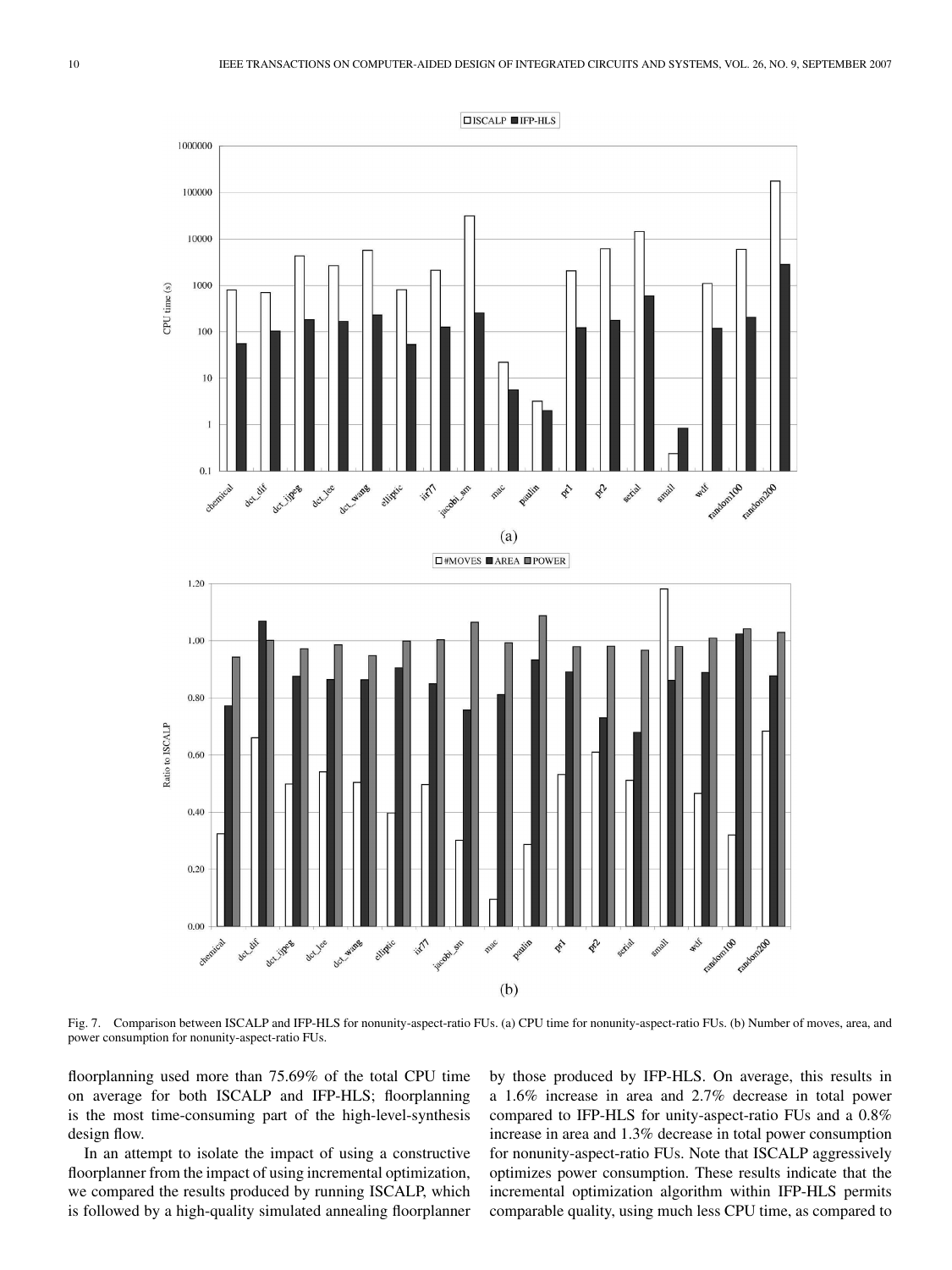Fig. 7. Comparison between ISCALP and IFP-HLS for nonunity-aspect-ratio FUs. (a) CPU time for nonunity-aspect-ratio FUs. (b) Number of moves, area, and power consumption for nonunity-aspect-ratio FUs.

floorplanning used more than 75.69% of the total CPU time on average for both ISCALP and IFP-HLS; floorplanning is the most time-consuming part of the high-level-synthesis design flow.

In an attempt to isolate the impact of using a constructive floorplanner from the impact of using incremental optimization, we compared the results produced by running ISCALP, which is followed by a high-quality simulated annealing floorplanner by those produced by IFP-HLS. On average, this results in a 1.6% increase in area and 2.7% decrease in total power compared to IFP-HLS for unity-aspect-ratio FUs and a 0.8% increase in area and 1.3% decrease in total power consumption for nonunity-aspect-ratio FUs. Note that ISCALP aggressively optimizes power consumption. These results indicate that the incremental optimization algorithm within IFP-HLS permits comparable quality, using much less CPU time, as compared to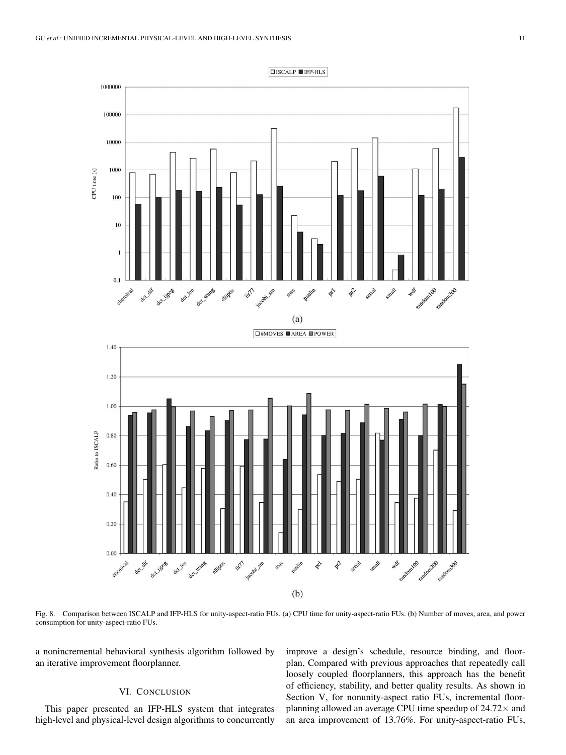Fig. 8. Comparison between ISCALP and IFP-HLS for unity-aspect-ratio FUs. (a) CPU time for unity-aspect-ratio FUs. (b) Number of moves, area, and power consumption for unity-aspect-ratio FUs.

a nonincremental behavioral synthesis algorithm followed by an iterative improvement floorplanner.

## VI. Conclusion

This paper presented an IFP-HLS system that integrates high-level and physical-level design algorithms to concurrently improve a design's schedule, resource binding, and floorplan. Compared with previous approaches that repeatedly call loosely coupled floorplanners, this approach has the benefit of efficiency, stability, and better quality results. As shown in Section V, for nonunity-aspect ratio FUs, incremental floorplanning allowed an average CPU time speedup of $24.72\times$ and an area improvement of 13.76%. For unity-aspect-ratio FUs,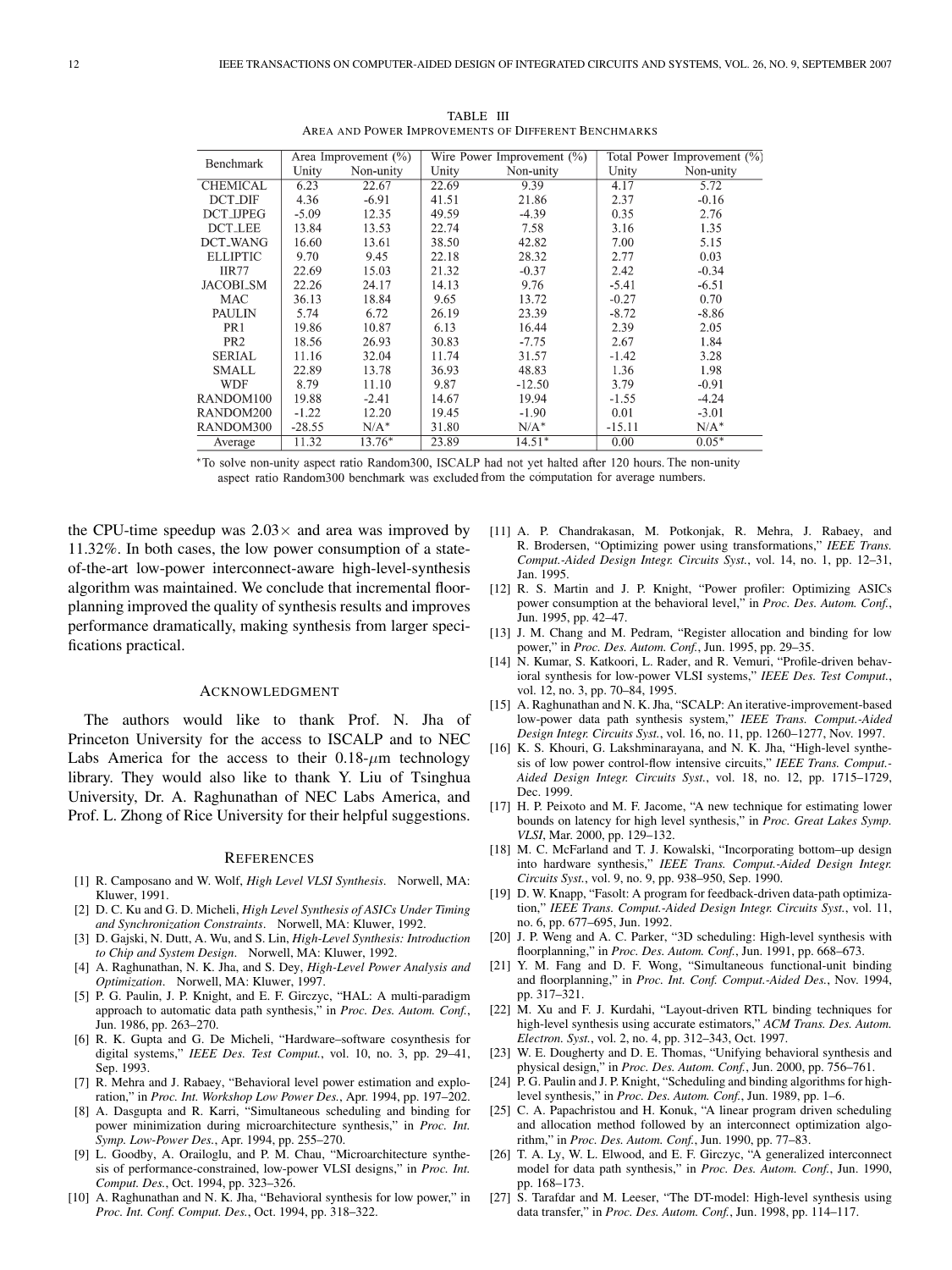TABLE III
AREA AND POWER IMPROVEMENTS OF DIFFERENT BENCHMARKS

| Benchmark | Area Improvement (%) | | Wire Power Improvement (%) | | Total Power Improvement (%) | |
|---|---|---|---|---|---|---|
| | Unity | Non-unity | Unity | Non-unity | Unity | Non-unity |
| CHEMICAL | 6.23 | 22.67 | 22.69 | 9.39 | 4.17 | 5.72 |
| DCT_DIF | 4.36 | -6.91 | 41.51 | 21.86 | 2.37 | -0.16 |
| DCT_IJPEG | -5.09 | 12.35 | 49.59 | -4.39 | 0.35 | 2.76 |
| DCT_LEE | 13.84 | 13.53 | 22.74 | 7.58 | 3.16 | 1.35 |
| DCT_WANG | 16.60 | 13.61 | 38.50 | 42.82 | 7.00 | 5.15 |
| ELLIPTIC | 9.70 | 9.45 | 22.18 | 28.32 | 2.77 | 0.03 |
| IIR77 | 22.69 | 15.03 | 21.32 | -0.37 | 2.42 | -0.34 |
| JACOBI_SM | 22.26 | 24.17 | 14.13 | 9.76 | -5.41 | -6.51 |
| MAC | 36.13 | 18.84 | 9.65 | 13.72 | -0.27 | 0.70 |
| PAULIN | 5.74 | 6.72 | 26.19 | 23.39 | -8.72 | -8.86 |
| PR1 | 19.86 | 10.87 | 6.13 | 16.44 | 2.39 | 2.05 |
| PR2 | 18.56 | 26.93 | 30.83 | -7.75 | 2.67 | 1.84 |
| SERIAL | 11.16 | 32.04 | 11.74 | 31.57 | -1.42 | 3.28 |
| SMALL | 22.89 | 13.78 | 36.93 | 48.83 | 1.36 | 1.98 |
| WDF | 8.79 | 11.10 | 9.87 | -12.50 | 3.79 | -0.91 |
| RANDOM100 | 19.88 | -2.41 | 14.67 | 19.94 | -1.55 | -4.24 |
| RANDOM200 | -1.22 | 12.20 | 19.45 | -1.90 | 0.01 | -3.01 |
| RANDOM300 | -28.55 | N/A* | 31.80 | N/A* | -15.11 | N/A* |
| Average | 11.32 | 13.76* | 23.89 | 14.51* | 0.00 | 0.05* |

*To solve non-unity aspect ratio Random300, ISCALP had not yet halted after 120 hours. The non-unity aspect ratio Random300 benchmark was excluded from the computation for average numbers.

the CPU-time speedup was 2.03× and area was improved by 11.32%. In both cases, the low power consumption of a state-of-the-art low-power interconnect-aware high-level-synthesis algorithm was maintained. We conclude that incremental floorplanning improved the quality of synthesis results and improves performance dramatically, making synthesis from larger specifications practical.

## ACKNOWLEDGMENT

The authors would like to thank Prof. N. Jha of Princeton University for the access to ISCALP and to NEC Labs America for the access to their 0.18-$\mu$m technology library. They would also like to thank Y. Liu of Tsinghua University, Dr. A. Raghunathan of NEC Labs America, and Prof. L. Zhong of Rice University for their helpful suggestions.

## REFERENCES

[1] R. Camposano and W. Wolf, *High Level VLSI Synthesis*. Norwell, MA: Kluwer, 1991.

[2] D. C. Ku and G. D. Micheli, *High Level Synthesis of ASICs Under Timing and Synchronization Constraints*. Norwell, MA: Kluwer, 1992.

[3] D. Gajski, N. Dutt, A. Wu, and S. Lin, *High-Level Synthesis: Introduction to Chip and System Design*. Norwell, MA: Kluwer, 1992.

[4] A. Raghunathan, N. K. Jha, and S. Dey, *High-Level Power Analysis and Optimization*. Norwell, MA: Kluwer, 1997.

[5] P. G. Paulin, J. P. Knight, and E. F. Girczyc, "HAL: A multi-paradigm approach to automatic data path synthesis," in *Proc. Des. Autom. Conf.*, Jun. 1986, pp. 263–270.

[6] R. K. Gupta and G. De Micheli, "Hardware–software cosynthesis for digital systems," *IEEE Des. Test Comput.*, vol. 10, no. 3, pp. 29–41, Sep. 1993.

[7] R. Mehra and J. Rabaey, "Behavioral level power estimation and exploration," in *Proc. Int. Workshop Low Power Des.*, Apr. 1994, pp. 197–202.

[8] A. Dasgupta and R. Karri, "Simultaneous scheduling and binding for power minimization during microarchitecture synthesis," in *Proc. Int. Symp. Low-Power Des.*, Apr. 1994, pp. 255–270.

[9] L. Goodby, A. Orailoglu, and P. M. Chau, "Microarchitecture synthesis of performance-constrained, low-power VLSI designs," in *Proc. Int. Comput. Des.*, Oct. 1994, pp. 323–326.

[10] A. Raghunathan and N. K. Jha, "Behavioral synthesis for low power," in *Proc. Int. Conf. Comput. Des.*, Oct. 1994, pp. 318–322.

[11] A. P. Chandrakasan, M. Potkonjak, R. Mehra, J. Rabaey, and R. Brodersen, "Optimizing power using transformations," *IEEE Trans. Comput.-Aided Design Integr. Circuits Syst.*, vol. 14, no. 1, pp. 12–31, Jan. 1995.

[12] R. S. Martin and J. P. Knight, "Power profiler: Optimizing ASICs power consumption at the behavioral level," in *Proc. Des. Autom. Conf.*, Jun. 1995, pp. 42–47.

[13] J. M. Chang and M. Pedram, "Register allocation and binding for low power," in *Proc. Des. Autom. Conf.*, Jun. 1995, pp. 29–35.

[14] N. Kumar, S. Katkoori, L. Rader, and R. Vemuri, "Profile-driven behavioral synthesis for low-power VLSI systems," *IEEE Des. Test Comput.*, vol. 12, no. 3, pp. 70–84, 1995.

[15] A. Raghunathan and N. K. Jha, "SCALP: An iterative-improvement-based low-power data path synthesis system," *IEEE Trans. Comput.-Aided Design Integr. Circuits Syst.*, vol. 16, no. 11, pp. 1260–1277, Nov. 1997.

[16] K. S. Khouri, G. Lakshminarayana, and N. K. Jha, "High-level synthesis of low power control-flow intensive circuits," *IEEE Trans. Comput.-Aided Design Integr. Circuits Syst.*, vol. 18, no. 12, pp. 1715–1729, Dec. 1999.

[17] H. P. Peixoto and M. F. Jacome, "A new technique for estimating lower bounds on latency for high level synthesis," in *Proc. Great Lakes Symp. VLSI*, Mar. 2000, pp. 129–132.

[18] M. C. McFarland and T. J. Kowalski, "Incorporating bottom–up design into hardware synthesis," *IEEE Trans. Comput.-Aided Design Integr. Circuits Syst.*, vol. 9, no. 9, pp. 938–950, Sep. 1990.

[19] D. W. Knapp, "Fasolt: A program for feedback-driven data-path optimization," *IEEE Trans. Comput.-Aided Design Integr. Circuits Syst.*, vol. 11, no. 6, pp. 677–695, Jun. 1992.

[20] J. P. Weng and A. C. Parker, "3D scheduling: High-level synthesis with floorplanning," in *Proc. Des. Autom. Conf.*, Jun. 1991, pp. 668–673.

[21] Y. M. Fang and D. F. Wong, "Simultaneous functional-unit binding and floorplanning," in *Proc. Int. Conf. Comput.-Aided Des.*, Nov. 1994, pp. 317–321.

[22] M. Xu and F. J. Kurdahi, "Layout-driven RTL binding techniques for high-level synthesis using accurate estimators," *ACM Trans. Des. Autom. Electron. Syst.*, vol. 2, no. 4, pp. 312–343, Oct. 1997.

[23] W. E. Dougherty and D. E. Thomas, "Unifying behavioral synthesis and physical design," in *Proc. Des. Autom. Conf.*, Jun. 2000, pp. 756–761.

[24] P. G. Paulin and J. P. Knight, "Scheduling and binding algorithms for high-level synthesis," in *Proc. Des. Autom. Conf.*, Jun. 1989, pp. 1–6.

[25] C. A. Papachristou and H. Konuk, "A linear program driven scheduling and allocation method followed by an interconnect optimization algorithm," in *Proc. Des. Autom. Conf.*, Jun. 1990, pp. 77–83.

[26] T. A. Ly, W. L. Elwood, and E. F. Girczyc, "A generalized interconnect model for data path synthesis," in *Proc. Des. Autom. Conf.*, Jun. 1990, pp. 168–173.

[27] S. Tarafdar and M. Leeser, "The DT-model: High-level synthesis using data transfer," in *Proc. Des. Autom. Conf.*, Jun. 1998, pp. 114–117.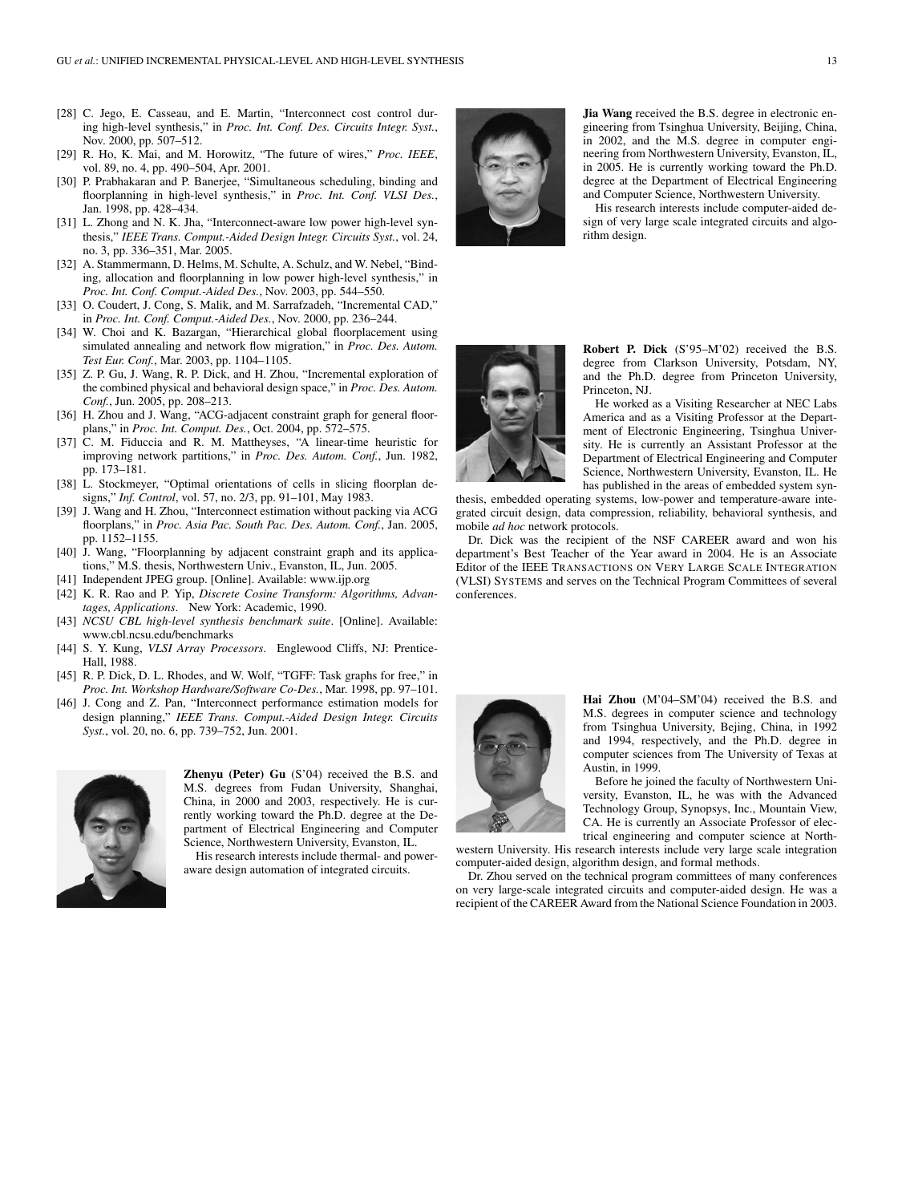[28] C. Jego, E. Casseau, and E. Martin, "Interconnect cost control during high-level synthesis," in *Proc. Int. Conf. Des. Circuits Integr. Syst.*, Nov. 2000, pp. 507–512.

[29] R. Ho, K. Mai, and M. Horowitz, "The future of wires," *Proc. IEEE*, vol. 89, no. 4, pp. 490–504, Apr. 2001.

[30] P. Prabhakaran and P. Banerjee, "Simultaneous scheduling, binding and floorplanning in high-level synthesis," in *Proc. Int. Conf. VLSI Des.*, Jan. 1998, pp. 428–434.

[31] L. Zhong and N. K. Jha, "Interconnect-aware low power high-level synthesis," *IEEE Trans. Comput.-Aided Design Integr. Circuits Syst.*, vol. 24, no. 3, pp. 336–351, Mar. 2005.

[32] A. Stammermann, D. Helms, M. Schulte, A. Schulz, and W. Nebel, "Binding, allocation and floorplanning in low power high-level synthesis," in *Proc. Int. Conf. Comput.-Aided Des.*, Nov. 2003, pp. 544–550.

[33] O. Coudert, J. Cong, S. Malik, and M. Sarrafzadeh, "Incremental CAD," in *Proc. Int. Conf. Comput.-Aided Des.*, Nov. 2000, pp. 236–244.

[34] W. Choi and K. Bazargan, "Hierarchical global floorplacement using simulated annealing and network flow migration," in *Proc. Des. Autom. Test Eur. Conf.*, Mar. 2003, pp. 1104–1105.

[35] Z. P. Gu, J. Wang, R. P. Dick, and H. Zhou, "Incremental exploration of the combined physical and behavioral design space," in *Proc. Des. Autom. Conf.*, Jun. 2005, pp. 208–213.

[36] H. Zhou and J. Wang, "ACG-adjacent constraint graph for general floorplans," in *Proc. Int. Comput. Des.*, Oct. 2004, pp. 572–575.

[37] C. M. Fiduccia and R. M. Mattheyses, "A linear-time heuristic for improving network partitions," in *Proc. Des. Autom. Conf.*, Jun. 1982, pp. 173–181.

[38] L. Stockmeyer, "Optimal orientations of cells in slicing floorplan designs," *Inf. Control*, vol. 57, no. 2/3, pp. 91–101, May 1983.

[39] J. Wang and H. Zhou, "Interconnect estimation without packing via ACG floorplans," in *Proc. Asia Pac. South Pac. Des. Autom. Conf.*, Jan. 2005, pp. 1152–1155.

[40] J. Wang, "Floorplanning by adjacent constraint graph and its applications," M.S. thesis, Northwestern Univ., Evanston, IL, Jun. 2005.

[41] Independent JPEG group. [Online]. Available: www.ijp.org

[42] K. R. Rao and P. Yip, *Discrete Cosine Transform: Algorithms, Advantages, Applications*. New York: Academic, 1990.

[43] *NCSU CBL high-level synthesis benchmark suite*. [Online]. Available: www.cbl.ncsu.edu/benchmarks

[44] S. Y. Kung, *VLSI Array Processors*. Englewood Cliffs, NJ: Prentice-Hall, 1988.

[45] R. P. Dick, D. L. Rhodes, and W. Wolf, "TGFF: Task graphs for free," in *Proc. Int. Workshop Hardware/Software Co-Des.*, Mar. 1998, pp. 97–101.

[46] J. Cong and Z. Pan, "Interconnect performance estimation models for design planning," *IEEE Trans. Comput.-Aided Design Integr. Circuits Syst.*, vol. 20, no. 6, pp. 739–752, Jun. 2001.

**Zhenyu (Peter) Gu** (S'04) received the B.S. and M.S. degrees from Fudan University, Shanghai, China, in 2000 and 2003, respectively. He is currently working toward the Ph.D. degree at the Department of Electrical Engineering and Computer Science, Northwestern University, Evanston, IL.

His research interests include thermal- and power-aware design automation of integrated circuits.

**Jia Wang** received the B.S. degree in electronic engineering from Tsinghua University, Beijing, China, in 2002, and the M.S. degree in computer engineering from Northwestern University, Evanston, IL, in 2005. He is currently working toward the Ph.D. degree at the Department of Electrical Engineering and Computer Science, Northwestern University.

His research interests include computer-aided design of very large scale integrated circuits and algorithm design.

**Robert P. Dick** (S'95–M'02) received the B.S. degree from Clarkson University, Potsdam, NY, and the Ph.D. degree from Princeton University, Princeton, NJ.

He worked as a Visiting Researcher at NEC Labs America and as a Visiting Professor at the Department of Electronic Engineering, Tsinghua University. He is currently an Assistant Professor at the Department of Electrical Engineering and Computer Science, Northwestern University, Evanston, IL. He has published in the areas of embedded system synthesis, embedded operating systems, low-power and temperature-aware integrated circuit design, data compression, reliability, behavioral synthesis, and mobile *ad hoc* network protocols.

Dr. Dick was the recipient of the NSF CAREER award and won his department's Best Teacher of the Year award in 2004. He is an Associate Editor of the IEEE TRANSACTIONS ON VERY LARGE SCALE INTEGRATION (VLSI) SYSTEMS and serves on the Technical Program Committees of several conferences.

**Hai Zhou** (M'04–SM'04) received the B.S. and M.S. degrees in computer science and technology from Tsinghua University, Bejing, China, in 1992 and 1994, respectively, and the Ph.D. degree in computer sciences from The University of Texas at Austin, in 1999.

Before he joined the faculty of Northwestern University, Evanston, IL, he was with the Advanced Technology Group, Synopsys, Inc., Mountain View, CA. He is currently an Associate Professor of electrical engineering and computer science at Northwestern University. His research interests include very large scale integration computer-aided design, algorithm design, and formal methods.

Dr. Zhou served on the technical program committees of many conferences on very large-scale integrated circuits and computer-aided design. He was a recipient of the CAREER Award from the National Science Foundation in 2003.